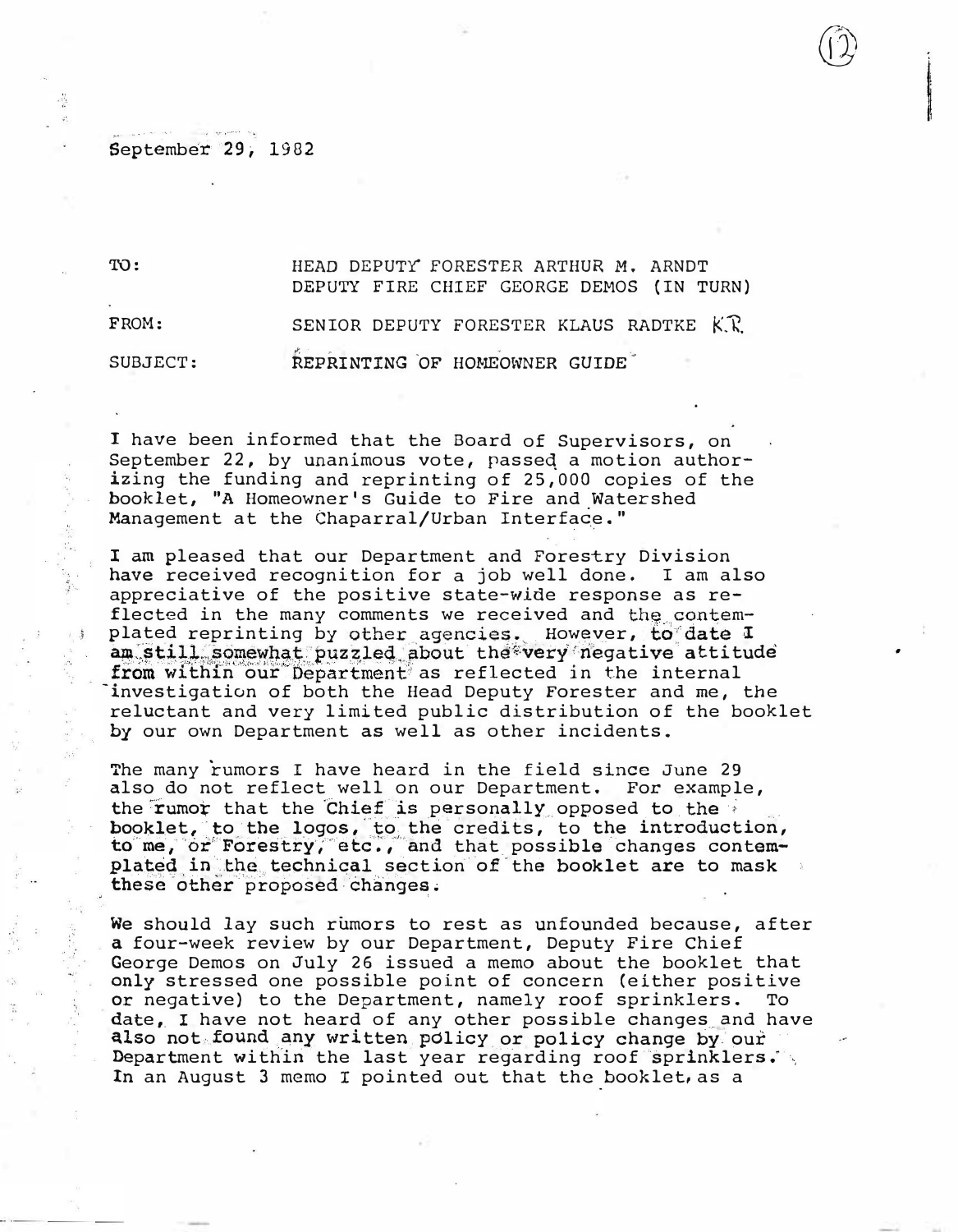September 29, 1982

TO: HEAD DEPUTY FORESTER ARTHUR M. ARNDT
DEPUTY FIRE CHIEF GEORGE DEMOS (IN TURN)

FROM: SENIOR DEPUTY FORESTER KLAUS RADTKE K.R.

SUBJECT: REPRINTING OF HOMEOWNER GUIDE

I have been informed that the Board of Supervisors, on September 22, by unanimous vote, passed a motion authorizing the funding and reprinting of 25,000 copies of the booklet, "A Homeowner's Guide to Fire and Watershed Management at the Chaparral/Urban Interface."

I am pleased that our Department and Forestry Division have received recognition for a job well done. I am also appreciative of the positive state-wide response as reflected in the many comments we received and the contemplated reprinting by other agencies. However, to date I am still somewhat puzzled about the very negative attitude from within our Department as reflected in the internal investigation of both the Head Deputy Forester and me, the reluctant and very limited public distribution of the booklet by our own Department as well as other incidents.

The many rumors I have heard in the field since June 29 also do not reflect well on our Department. For example, the rumor that the Chief is personally opposed to the booklet, to the logos, to the credits, to the introduction, to me, or Forestry, etc., and that possible changes contemplated in the technical section of the booklet are to mask these other proposed changes.

We should lay such rumors to rest as unfounded because, after a four-week review by our Department, Deputy Fire Chief George Demos on July 26 issued a memo about the booklet that only stressed one possible point of concern (either positive or negative) to the Department, namely roof sprinklers. To date, I have not heard of any other possible changes and have also not found any written policy or policy change by our Department within the last year regarding roof sprinklers. In an August 3 memo I pointed out that the booklet, as a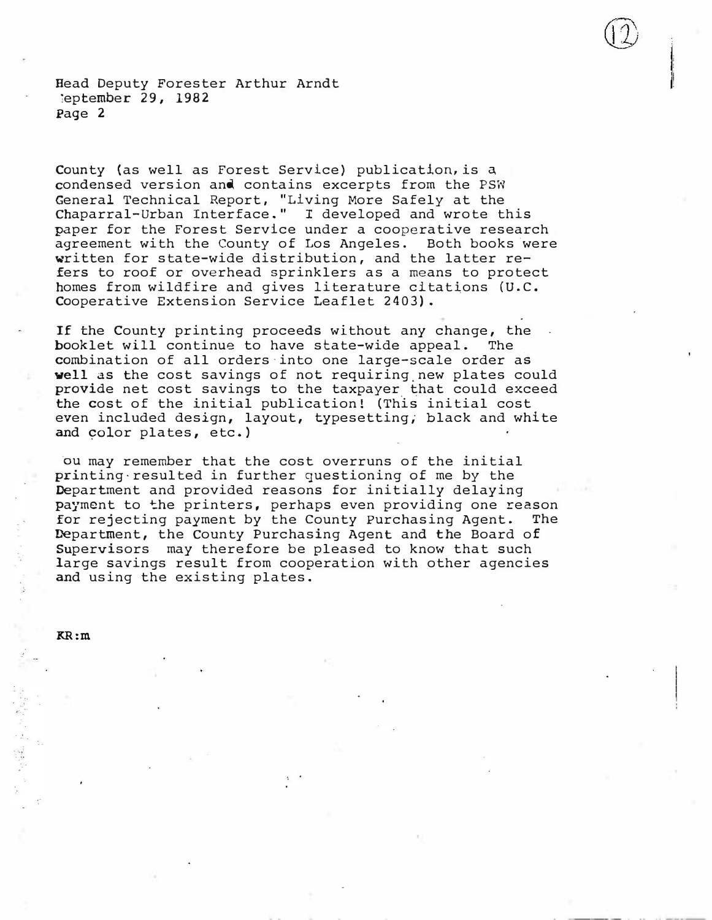County (as well as Forest Service) publication, is a condensed version and contains excerpts from the PSW General Technical Report, "Living More Safely at the Chaparral-Urban Interface." I developed and wrote this paper for the Forest Service under a cooperative research agreement with the County of Los Angeles. Both books were written for state-wide distribution, and the latter refers to roof or overhead sprinklers as a means to protect homes from wildfire and gives literature citations (U.C. Cooperative Extension Service Leaflet 2403).

If the County printing proceeds without any change, the booklet will continue to have state-wide appeal. The combination of all orders into one large-scale order as well as the cost savings of not requiring new plates could provide net cost savings to the taxpayer that could exceed the cost of the initial publication! (This initial cost even included design, layout, typesetting, black and white and color plates, etc.)

ou may remember that the cost overruns of the initial printing resulted in further questioning of me by the Department and provided reasons for initially delaying payment to the printers, perhaps even providing one reason for rejecting payment by the County Purchasing Agent. The Department, the County Purchasing Agent and the Board of Supervisors may therefore be pleased to know that such large savings result from cooperation with other agencies and using the existing plates.

KR:m